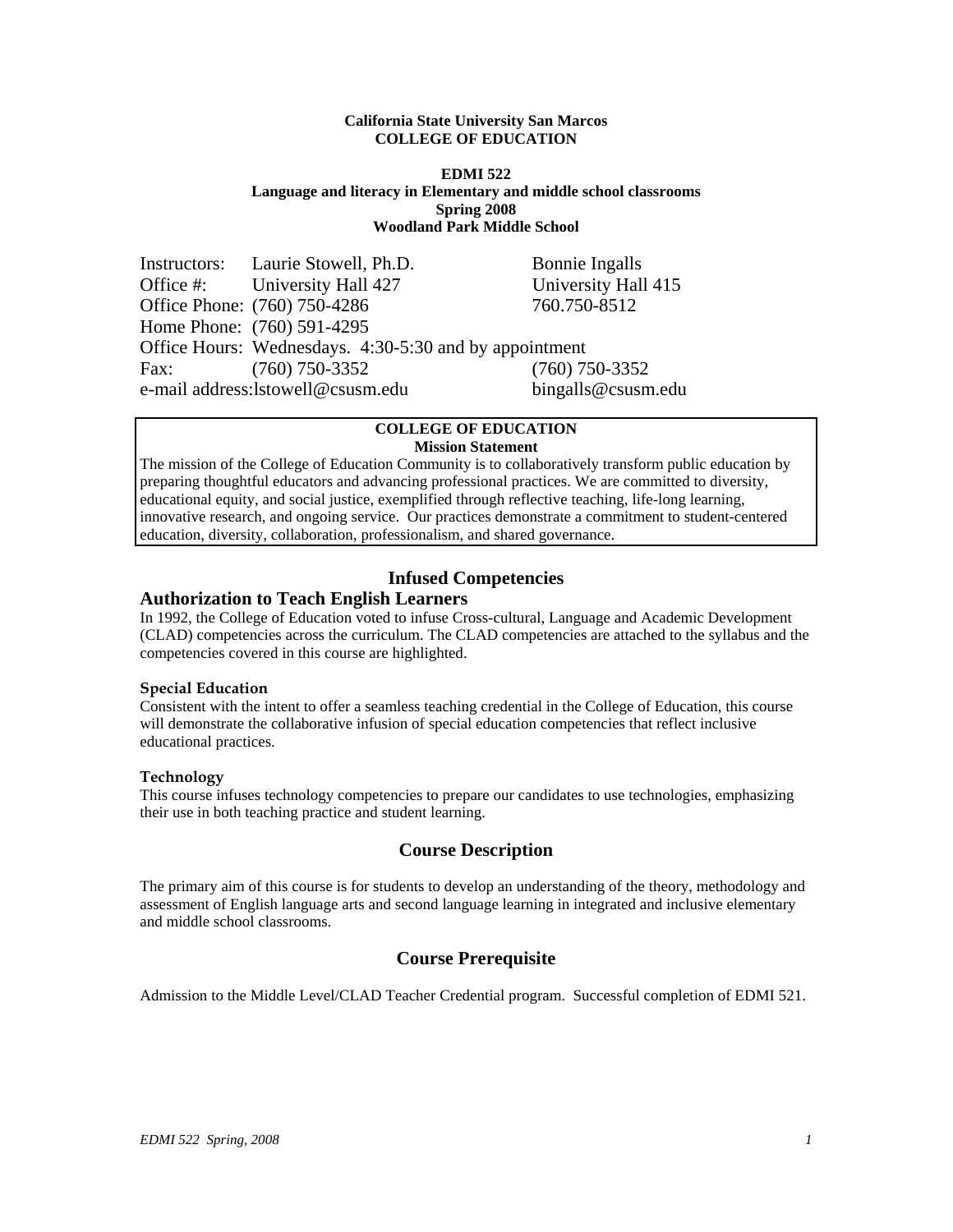**California State University San Marcos**
**COLLEGE OF EDUCATION**

**EDMI 522**
**Language and literacy in Elementary and middle school classrooms**
**Spring 2008**
**Woodland Park Middle School**

| | | |
|---|---|---|
| Instructors: | Laurie Stowell, Ph.D. | Bonnie Ingalls |
| Office #: | University Hall 427 | University Hall 415 |
| Office Phone: | (760) 750-4286 | 760.750-8512 |
| Home Phone: | (760) 591-4295 | |
| Office Hours: | Wednesdays. 4:30-5:30 and by appointment | |
| Fax: | (760) 750-3352 | (760) 750-3352 |
| e-mail address: | lstowell@csusm.edu | bingalls@csusm.edu |

**COLLEGE OF EDUCATION**
**Mission Statement**

The mission of the College of Education Community is to collaboratively transform public education by preparing thoughtful educators and advancing professional practices. We are committed to diversity, educational equity, and social justice, exemplified through reflective teaching, life-long learning, innovative research, and ongoing service. Our practices demonstrate a commitment to student-centered education, diversity, collaboration, professionalism, and shared governance.

## Infused Competencies

### Authorization to Teach English Learners

In 1992, the College of Education voted to infuse Cross-cultural, Language and Academic Development (CLAD) competencies across the curriculum. The CLAD competencies are attached to the syllabus and the competencies covered in this course are highlighted.

**Special Education**

Consistent with the intent to offer a seamless teaching credential in the College of Education, this course will demonstrate the collaborative infusion of special education competencies that reflect inclusive educational practices.

**Technology**

This course infuses technology competencies to prepare our candidates to use technologies, emphasizing their use in both teaching practice and student learning.

## Course Description

The primary aim of this course is for students to develop an understanding of the theory, methodology and assessment of English language arts and second language learning in integrated and inclusive elementary and middle school classrooms.

## Course Prerequisite

Admission to the Middle Level/CLAD Teacher Credential program. Successful completion of EDMI 521.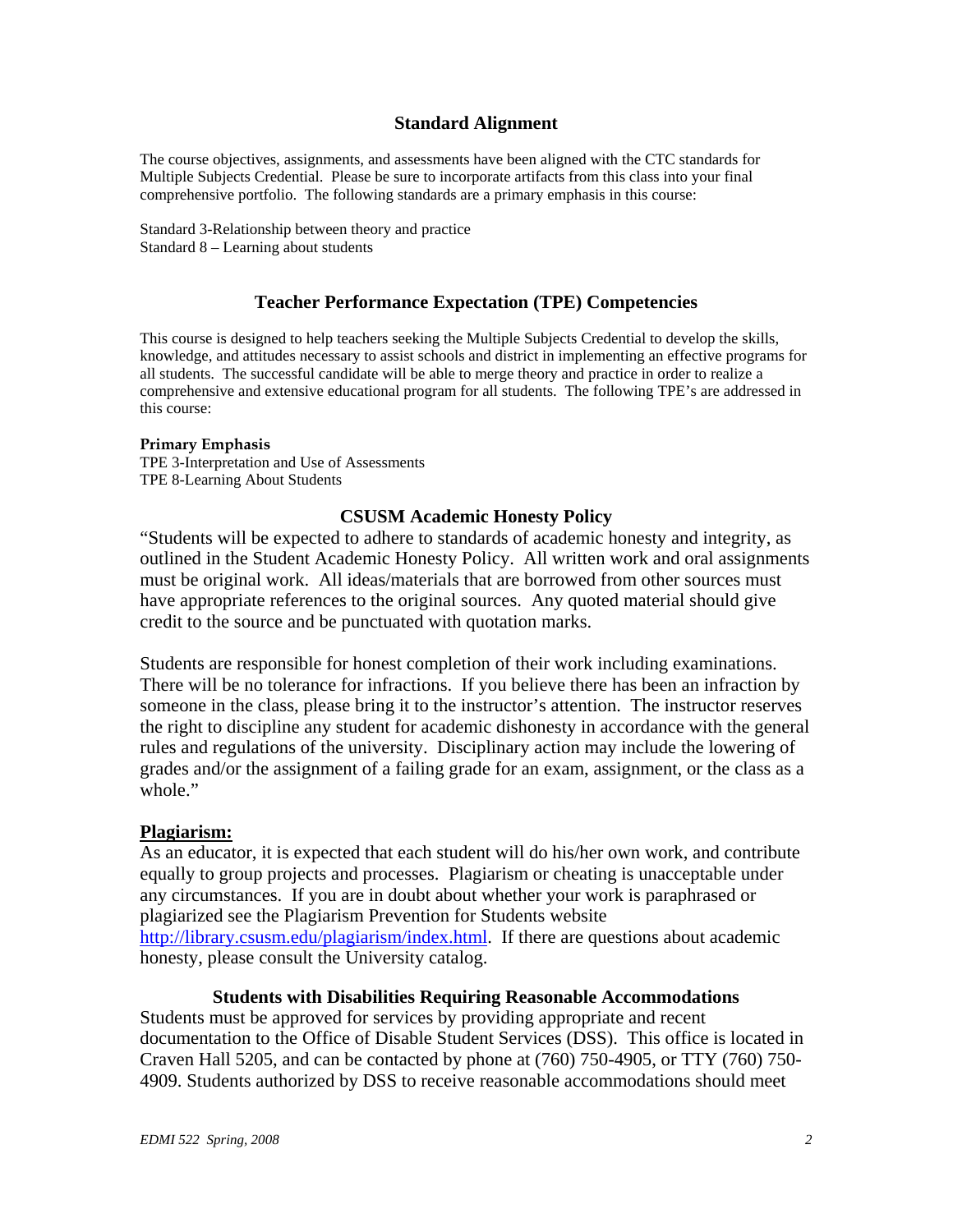## Standard Alignment

The course objectives, assignments, and assessments have been aligned with the CTC standards for Multiple Subjects Credential. Please be sure to incorporate artifacts from this class into your final comprehensive portfolio. The following standards are a primary emphasis in this course:

Standard 3-Relationship between theory and practice
Standard 8 – Learning about students

## Teacher Performance Expectation (TPE) Competencies

This course is designed to help teachers seeking the Multiple Subjects Credential to develop the skills, knowledge, and attitudes necessary to assist schools and district in implementing an effective programs for all students. The successful candidate will be able to merge theory and practice in order to realize a comprehensive and extensive educational program for all students. The following TPE's are addressed in this course:

**Primary Emphasis**
TPE 3-Interpretation and Use of Assessments
TPE 8-Learning About Students

## CSUSM Academic Honesty Policy

"Students will be expected to adhere to standards of academic honesty and integrity, as outlined in the Student Academic Honesty Policy. All written work and oral assignments must be original work. All ideas/materials that are borrowed from other sources must have appropriate references to the original sources. Any quoted material should give credit to the source and be punctuated with quotation marks.

Students are responsible for honest completion of their work including examinations. There will be no tolerance for infractions. If you believe there has been an infraction by someone in the class, please bring it to the instructor's attention. The instructor reserves the right to discipline any student for academic dishonesty in accordance with the general rules and regulations of the university. Disciplinary action may include the lowering of grades and/or the assignment of a failing grade for an exam, assignment, or the class as a whole."

**Plagiarism:**

As an educator, it is expected that each student will do his/her own work, and contribute equally to group projects and processes. Plagiarism or cheating is unacceptable under any circumstances. If you are in doubt about whether your work is paraphrased or plagiarized see the Plagiarism Prevention for Students website http://library.csusm.edu/plagiarism/index.html. If there are questions about academic honesty, please consult the University catalog.

## Students with Disabilities Requiring Reasonable Accommodations

Students must be approved for services by providing appropriate and recent documentation to the Office of Disable Student Services (DSS). This office is located in Craven Hall 5205, and can be contacted by phone at (760) 750-4905, or TTY (760) 750-4909. Students authorized by DSS to receive reasonable accommodations should meet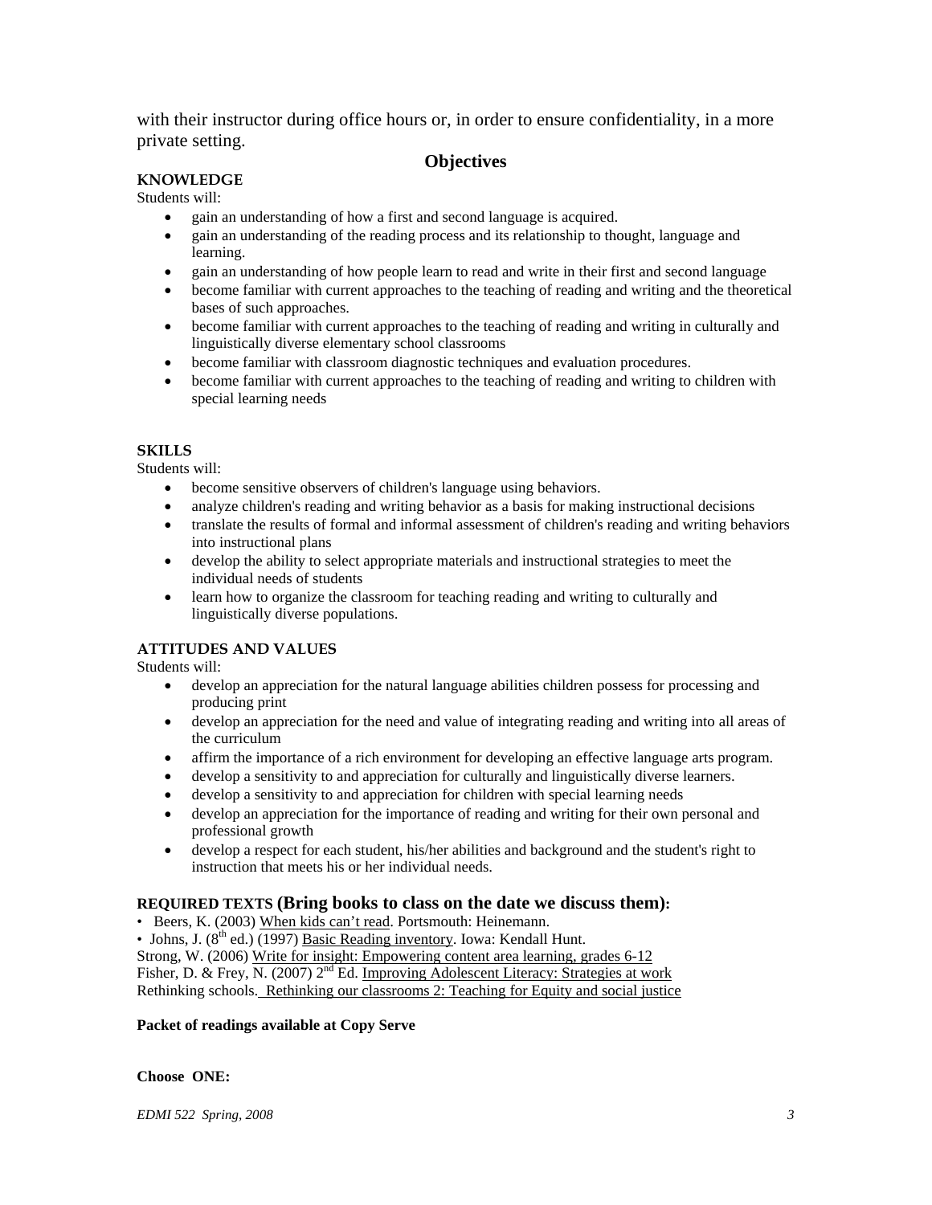with their instructor during office hours or, in order to ensure confidentiality, in a more private setting.

## Objectives

**KNOWLEDGE**

Students will:

- gain an understanding of how a first and second language is acquired.
- gain an understanding of the reading process and its relationship to thought, language and learning.
- gain an understanding of how people learn to read and write in their first and second language
- become familiar with current approaches to the teaching of reading and writing and the theoretical bases of such approaches.
- become familiar with current approaches to the teaching of reading and writing in culturally and linguistically diverse elementary school classrooms
- become familiar with classroom diagnostic techniques and evaluation procedures.
- become familiar with current approaches to the teaching of reading and writing to children with special learning needs

**SKILLS**

Students will:

- become sensitive observers of children's language using behaviors.
- analyze children's reading and writing behavior as a basis for making instructional decisions
- translate the results of formal and informal assessment of children's reading and writing behaviors into instructional plans
- develop the ability to select appropriate materials and instructional strategies to meet the individual needs of students
- learn how to organize the classroom for teaching reading and writing to culturally and linguistically diverse populations.

**ATTITUDES AND VALUES**

Students will:

- develop an appreciation for the natural language abilities children possess for processing and producing print
- develop an appreciation for the need and value of integrating reading and writing into all areas of the curriculum
- affirm the importance of a rich environment for developing an effective language arts program.
- develop a sensitivity to and appreciation for culturally and linguistically diverse learners.
- develop a sensitivity to and appreciation for children with special learning needs
- develop an appreciation for the importance of reading and writing for their own personal and professional growth
- develop a respect for each student, his/her abilities and background and the student's right to instruction that meets his or her individual needs.

**REQUIRED TEXTS (Bring books to class on the date we discuss them):**

- Beers, K. (2003) When kids can't read. Portsmouth: Heinemann.
- Johns, J. (8th ed.) (1997) Basic Reading inventory. Iowa: Kendall Hunt.

Strong, W. (2006) Write for insight: Empowering content area learning, grades 6-12
Fisher, D. & Frey, N. (2007) 2nd Ed. Improving Adolescent Literacy: Strategies at work
Rethinking schools. Rethinking our classrooms 2: Teaching for Equity and social justice

**Packet of readings available at Copy Serve**

**Choose ONE:**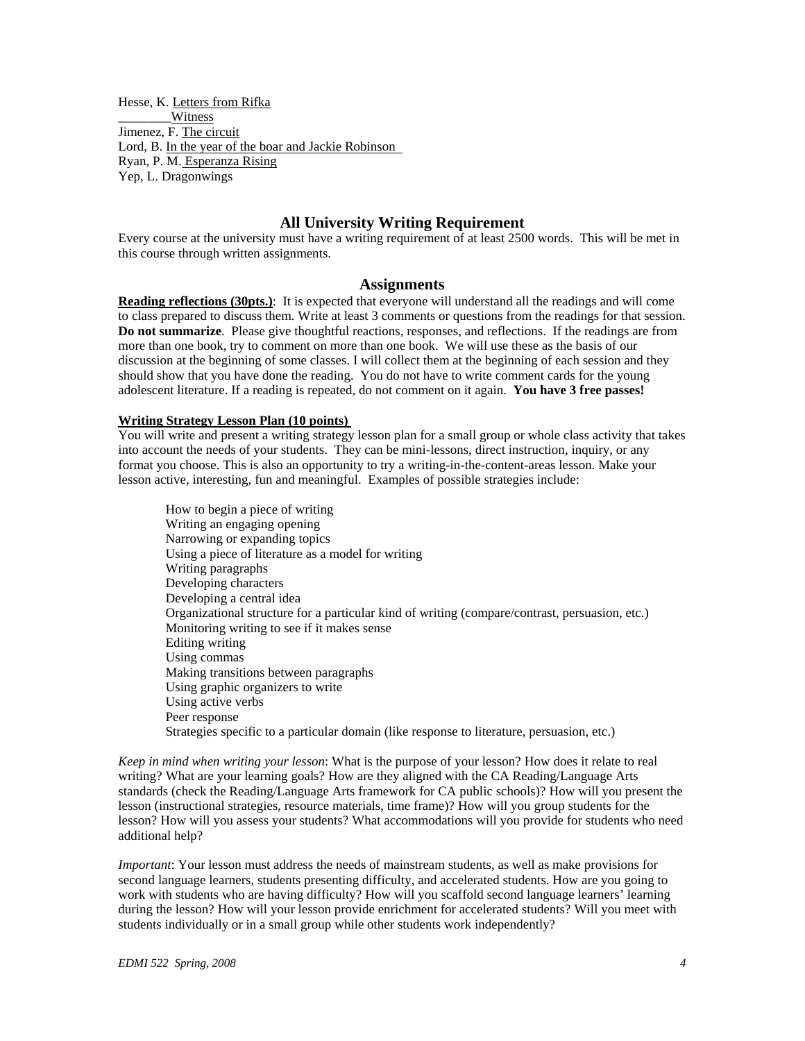Hesse, K. Letters from Rifka
________Witness
Jimenez, F. The circuit
Lord, B. In the year of the boar and Jackie Robinson
Ryan, P. M. Esperanza Rising
Yep, L. Dragonwings

## All University Writing Requirement

Every course at the university must have a writing requirement of at least 2500 words. This will be met in this course through written assignments.

## Assignments

**Reading reflections (30pts.)**: It is expected that everyone will understand all the readings and will come to class prepared to discuss them. Write at least 3 comments or questions from the readings for that session. **Do not summarize**. Please give thoughtful reactions, responses, and reflections. If the readings are from more than one book, try to comment on more than one book. We will use these as the basis of our discussion at the beginning of some classes. I will collect them at the beginning of each session and they should show that you have done the reading. You do not have to write comment cards for the young adolescent literature. If a reading is repeated, do not comment on it again. **You have 3 free passes!**

**Writing Strategy Lesson Plan (10 points)**

You will write and present a writing strategy lesson plan for a small group or whole class activity that takes into account the needs of your students. They can be mini-lessons, direct instruction, inquiry, or any format you choose. This is also an opportunity to try a writing-in-the-content-areas lesson. Make your lesson active, interesting, fun and meaningful. Examples of possible strategies include:

- How to begin a piece of writing
- Writing an engaging opening
- Narrowing or expanding topics
- Using a piece of literature as a model for writing
- Writing paragraphs
- Developing characters
- Developing a central idea
- Organizational structure for a particular kind of writing (compare/contrast, persuasion, etc.)
- Monitoring writing to see if it makes sense
- Editing writing
- Using commas
- Making transitions between paragraphs
- Using graphic organizers to write
- Using active verbs
- Peer response
- Strategies specific to a particular domain (like response to literature, persuasion, etc.)

*Keep in mind when writing your lesson*: What is the purpose of your lesson? How does it relate to real writing? What are your learning goals? How are they aligned with the CA Reading/Language Arts standards (check the Reading/Language Arts framework for CA public schools)? How will you present the lesson (instructional strategies, resource materials, time frame)? How will you group students for the lesson? How will you assess your students? What accommodations will you provide for students who need additional help?

*Important*: Your lesson must address the needs of mainstream students, as well as make provisions for second language learners, students presenting difficulty, and accelerated students. How are you going to work with students who are having difficulty? How will you scaffold second language learners' learning during the lesson? How will your lesson provide enrichment for accelerated students? Will you meet with students individually or in a small group while other students work independently?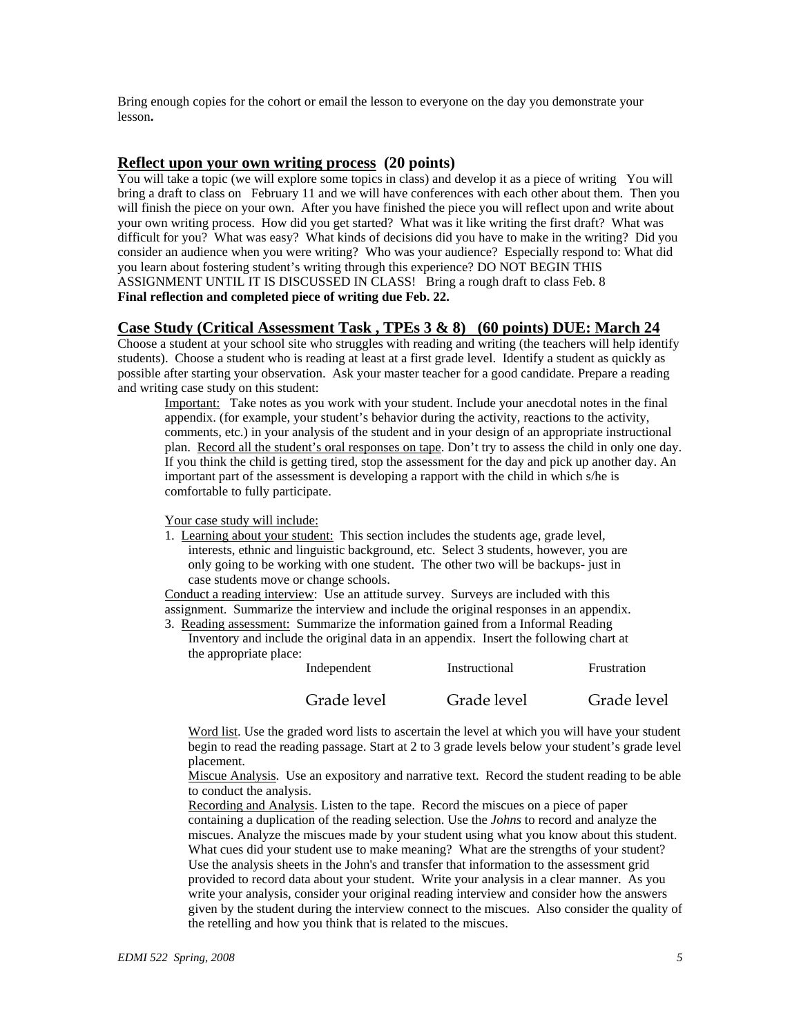Bring enough copies for the cohort or email the lesson to everyone on the day you demonstrate your lesson**.**

## Reflect upon your own writing process (20 points)

You will take a topic (we will explore some topics in class) and develop it as a piece of writing You will bring a draft to class on February 11 and we will have conferences with each other about them. Then you will finish the piece on your own. After you have finished the piece you will reflect upon and write about your own writing process. How did you get started? What was it like writing the first draft? What was difficult for you? What was easy? What kinds of decisions did you have to make in the writing? Did you consider an audience when you were writing? Who was your audience? Especially respond to: What did you learn about fostering student's writing through this experience? DO NOT BEGIN THIS ASSIGNMENT UNTIL IT IS DISCUSSED IN CLASS! Bring a rough draft to class Feb. 8
**Final reflection and completed piece of writing due Feb. 22.**

## Case Study (Critical Assessment Task , TPEs 3 & 8) (60 points) DUE: March 24

Choose a student at your school site who struggles with reading and writing (the teachers will help identify students). Choose a student who is reading at least at a first grade level. Identify a student as quickly as possible after starting your observation. Ask your master teacher for a good candidate. Prepare a reading and writing case study on this student:

Important: Take notes as you work with your student. Include your anecdotal notes in the final appendix. (for example, your student's behavior during the activity, reactions to the activity, comments, etc.) in your analysis of the student and in your design of an appropriate instructional plan. Record all the student's oral responses on tape. Don't try to assess the child in only one day. If you think the child is getting tired, stop the assessment for the day and pick up another day. An important part of the assessment is developing a rapport with the child in which s/he is comfortable to fully participate.

Your case study will include:

1. Learning about your student: This section includes the students age, grade level, interests, ethnic and linguistic background, etc. Select 3 students, however, you are only going to be working with one student. The other two will be backups- just in case students move or change schools.

Conduct a reading interview: Use an attitude survey. Surveys are included with this assignment. Summarize the interview and include the original responses in an appendix.

3. Reading assessment: Summarize the information gained from a Informal Reading Inventory and include the original data in an appendix. Insert the following chart at the appropriate place:

| Independent | Instructional | Frustration |
|---|---|---|
| Grade level | Grade level | Grade level |

Word list. Use the graded word lists to ascertain the level at which you will have your student begin to read the reading passage. Start at 2 to 3 grade levels below your student's grade level placement.

Miscue Analysis. Use an expository and narrative text. Record the student reading to be able to conduct the analysis.

Recording and Analysis. Listen to the tape. Record the miscues on a piece of paper containing a duplication of the reading selection. Use the *Johns* to record and analyze the miscues. Analyze the miscues made by your student using what you know about this student. What cues did your student use to make meaning? What are the strengths of your student? Use the analysis sheets in the John's and transfer that information to the assessment grid provided to record data about your student. Write your analysis in a clear manner. As you write your analysis, consider your original reading interview and consider how the answers given by the student during the interview connect to the miscues. Also consider the quality of the retelling and how you think that is related to the miscues.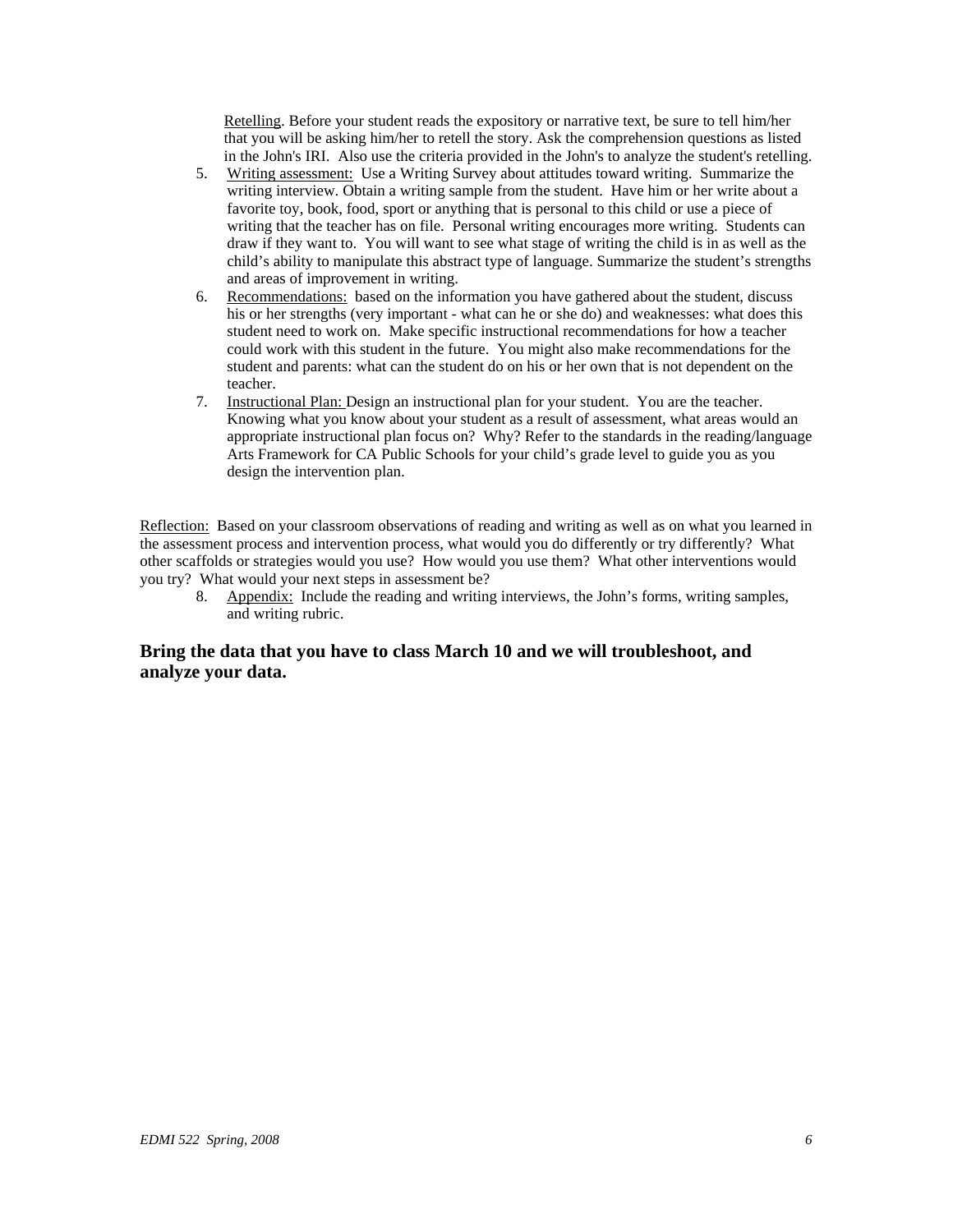Retelling. Before your student reads the expository or narrative text, be sure to tell him/her that you will be asking him/her to retell the story. Ask the comprehension questions as listed in the John's IRI. Also use the criteria provided in the John's to analyze the student's retelling.

5. Writing assessment: Use a Writing Survey about attitudes toward writing. Summarize the writing interview. Obtain a writing sample from the student. Have him or her write about a favorite toy, book, food, sport or anything that is personal to this child or use a piece of writing that the teacher has on file. Personal writing encourages more writing. Students can draw if they want to. You will want to see what stage of writing the child is in as well as the child's ability to manipulate this abstract type of language. Summarize the student's strengths and areas of improvement in writing.
6. Recommendations: based on the information you have gathered about the student, discuss his or her strengths (very important - what can he or she do) and weaknesses: what does this student need to work on. Make specific instructional recommendations for how a teacher could work with this student in the future. You might also make recommendations for the student and parents: what can the student do on his or her own that is not dependent on the teacher.
7. Instructional Plan: Design an instructional plan for your student. You are the teacher. Knowing what you know about your student as a result of assessment, what areas would an appropriate instructional plan focus on? Why? Refer to the standards in the reading/language Arts Framework for CA Public Schools for your child's grade level to guide you as you design the intervention plan.

Reflection: Based on your classroom observations of reading and writing as well as on what you learned in the assessment process and intervention process, what would you do differently or try differently? What other scaffolds or strategies would you use? How would you use them? What other interventions would you try? What would your next steps in assessment be?

8. Appendix: Include the reading and writing interviews, the John's forms, writing samples, and writing rubric.

**Bring the data that you have to class March 10 and we will troubleshoot, and analyze your data.**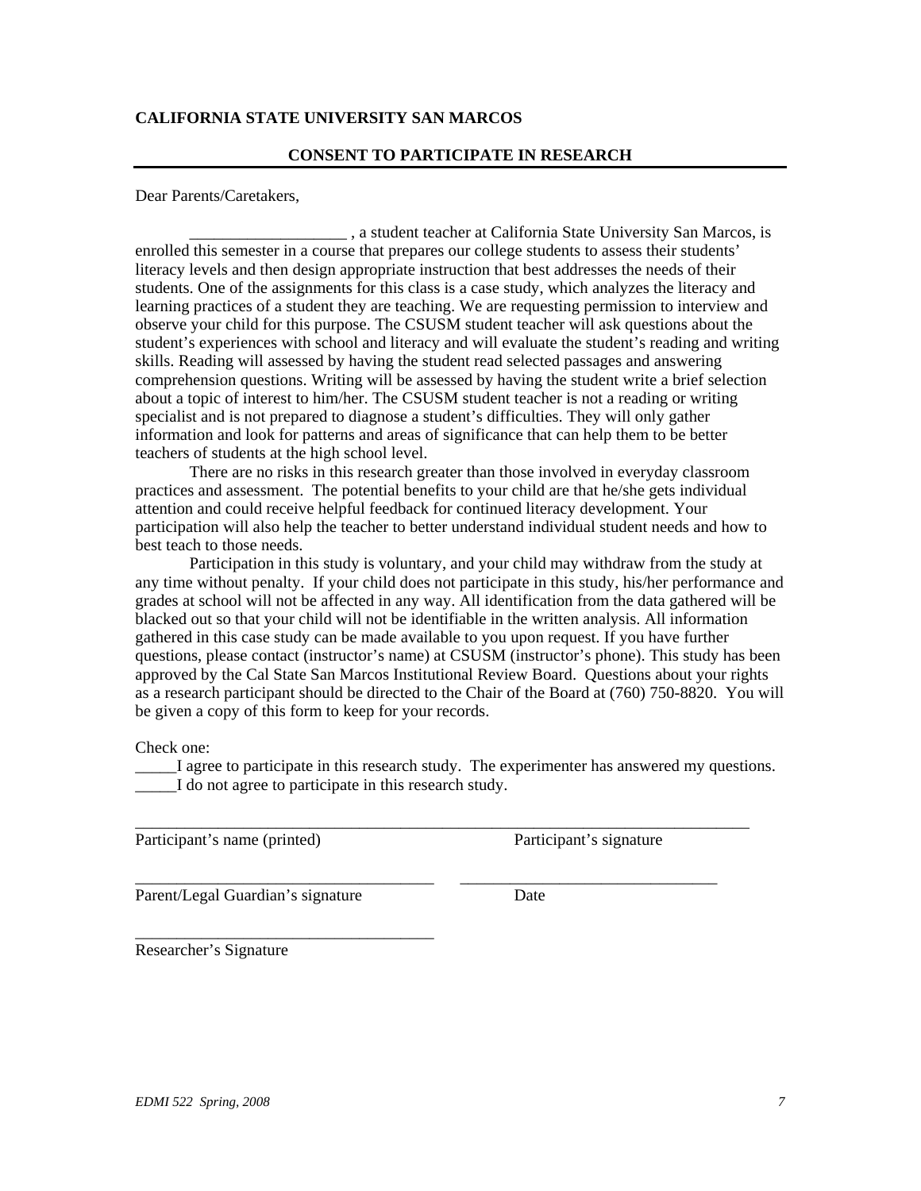**CALIFORNIA STATE UNIVERSITY SAN MARCOS**

## CONSENT TO PARTICIPATE IN RESEARCH

Dear Parents/Caretakers,

___________________ , a student teacher at California State University San Marcos, is enrolled this semester in a course that prepares our college students to assess their students' literacy levels and then design appropriate instruction that best addresses the needs of their students. One of the assignments for this class is a case study, which analyzes the literacy and learning practices of a student they are teaching. We are requesting permission to interview and observe your child for this purpose. The CSUSM student teacher will ask questions about the student's experiences with school and literacy and will evaluate the student's reading and writing skills. Reading will assessed by having the student read selected passages and answering comprehension questions. Writing will be assessed by having the student write a brief selection about a topic of interest to him/her. The CSUSM student teacher is not a reading or writing specialist and is not prepared to diagnose a student's difficulties. They will only gather information and look for patterns and areas of significance that can help them to be better teachers of students at the high school level.

There are no risks in this research greater than those involved in everyday classroom practices and assessment. The potential benefits to your child are that he/she gets individual attention and could receive helpful feedback for continued literacy development. Your participation will also help the teacher to better understand individual student needs and how to best teach to those needs.

Participation in this study is voluntary, and your child may withdraw from the study at any time without penalty. If your child does not participate in this study, his/her performance and grades at school will not be affected in any way. All identification from the data gathered will be blacked out so that your child will not be identifiable in the written analysis. All information gathered in this case study can be made available to you upon request. If you have further questions, please contact (instructor's name) at CSUSM (instructor's phone). This study has been approved by the Cal State San Marcos Institutional Review Board. Questions about your rights as a research participant should be directed to the Chair of the Board at (760) 750-8820. You will be given a copy of this form to keep for your records.

Check one:

_____I agree to participate in this research study. The experimenter has answered my questions.
_____I do not agree to participate in this research study.

_____________________________________________________________________________
Participant's name (printed)                                        Participant's signature

_____________________________________     _______________________________
Parent/Legal Guardian's signature                                        Date

_____________________________________
Researcher's Signature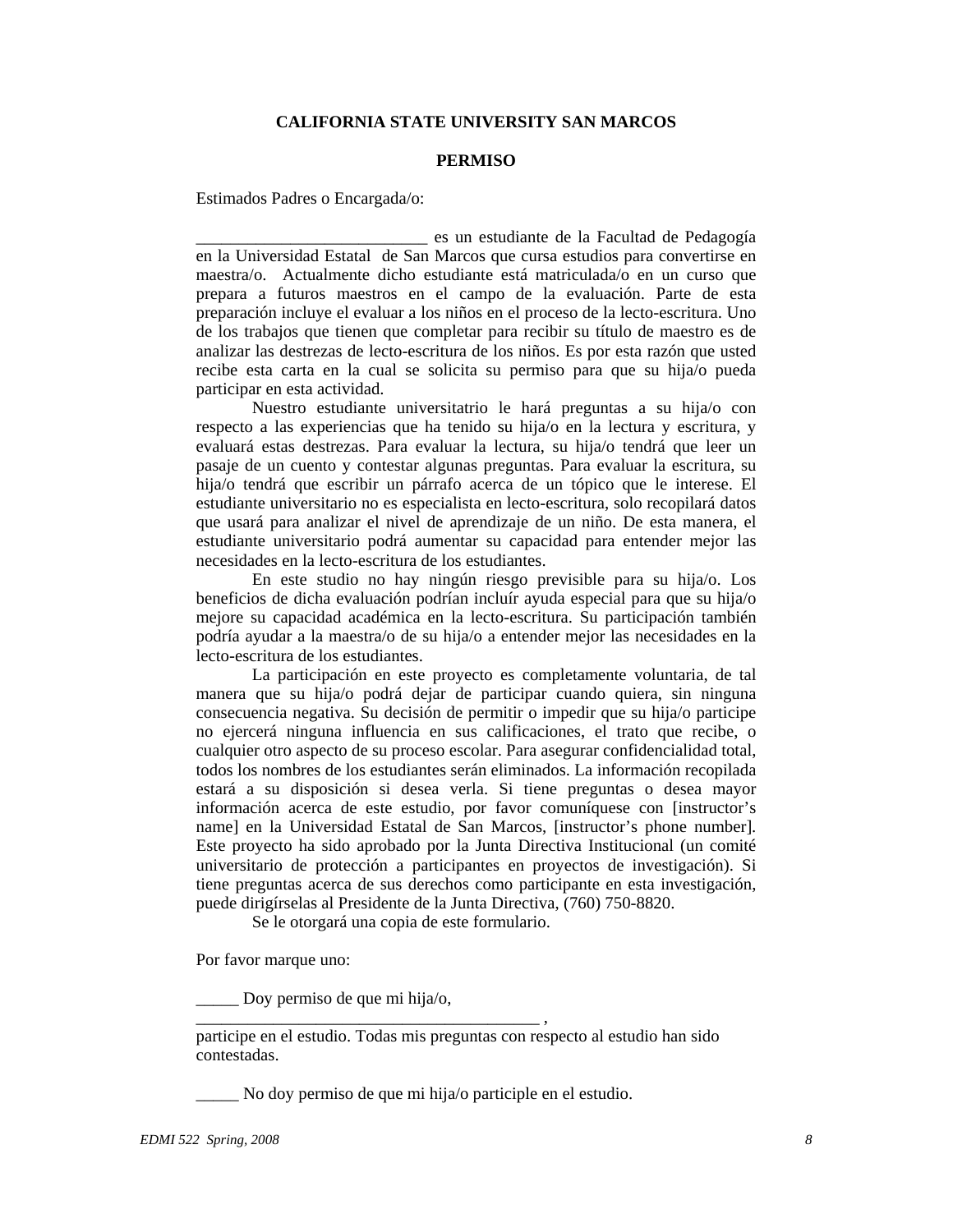**CALIFORNIA STATE UNIVERSITY SAN MARCOS**

**PERMISO**

Estimados Padres o Encargada/o:

___________________________ es un estudiante de la Facultad de Pedagogía en la Universidad Estatal de San Marcos que cursa estudios para convertirse en maestra/o. Actualmente dicho estudiante está matriculada/o en un curso que prepara a futuros maestros en el campo de la evaluación. Parte de esta preparación incluye el evaluar a los niños en el proceso de la lecto-escritura. Uno de los trabajos que tienen que completar para recibir su título de maestro es de analizar las destrezas de lecto-escritura de los niños. Es por esta razón que usted recibe esta carta en la cual se solicita su permiso para que su hija/o pueda participar en esta actividad.

Nuestro estudiante universitatrio le hará preguntas a su hija/o con respecto a las experiencias que ha tenido su hija/o en la lectura y escritura, y evaluará estas destrezas. Para evaluar la lectura, su hija/o tendrá que leer un pasaje de un cuento y contestar algunas preguntas. Para evaluar la escritura, su hija/o tendrá que escribir un párrafo acerca de un tópico que le interese. El estudiante universitario no es especialista en lecto-escritura, solo recopilará datos que usará para analizar el nivel de aprendizaje de un niño. De esta manera, el estudiante universitario podrá aumentar su capacidad para entender mejor las necesidades en la lecto-escritura de los estudiantes.

En este studio no hay ningún riesgo previsible para su hija/o. Los beneficios de dicha evaluación podrían incluír ayuda especial para que su hija/o mejore su capacidad académica en la lecto-escritura. Su participación también podría ayudar a la maestra/o de su hija/o a entender mejor las necesidades en la lecto-escritura de los estudiantes.

La participación en este proyecto es completamente voluntaria, de tal manera que su hija/o podrá dejar de participar cuando quiera, sin ninguna consecuencia negativa. Su decisión de permitir o impedir que su hija/o participe no ejercerá ninguna influencia en sus calificaciones, el trato que recibe, o cualquier otro aspecto de su proceso escolar. Para asegurar confidencialidad total, todos los nombres de los estudiantes serán eliminados. La información recopilada estará a su disposición si desea verla. Si tiene preguntas o desea mayor información acerca de este estudio, por favor comuníquese con [instructor's name] en la Universidad Estatal de San Marcos, [instructor's phone number]. Este proyecto ha sido aprobado por la Junta Directiva Institucional (un comité universitario de protección a participantes en proyectos de investigación). Si tiene preguntas acerca de sus derechos como participante en esta investigación, puede dirigírselas al Presidente de la Junta Directiva, (760) 750-8820.

Se le otorgará una copia de este formulario.

Por favor marque uno:

_____ Doy permiso de que mi hija/o, _______________________________________ , participe en el estudio. Todas mis preguntas con respecto al estudio han sido contestadas.

_____ No doy permiso de que mi hija/o participle en el estudio.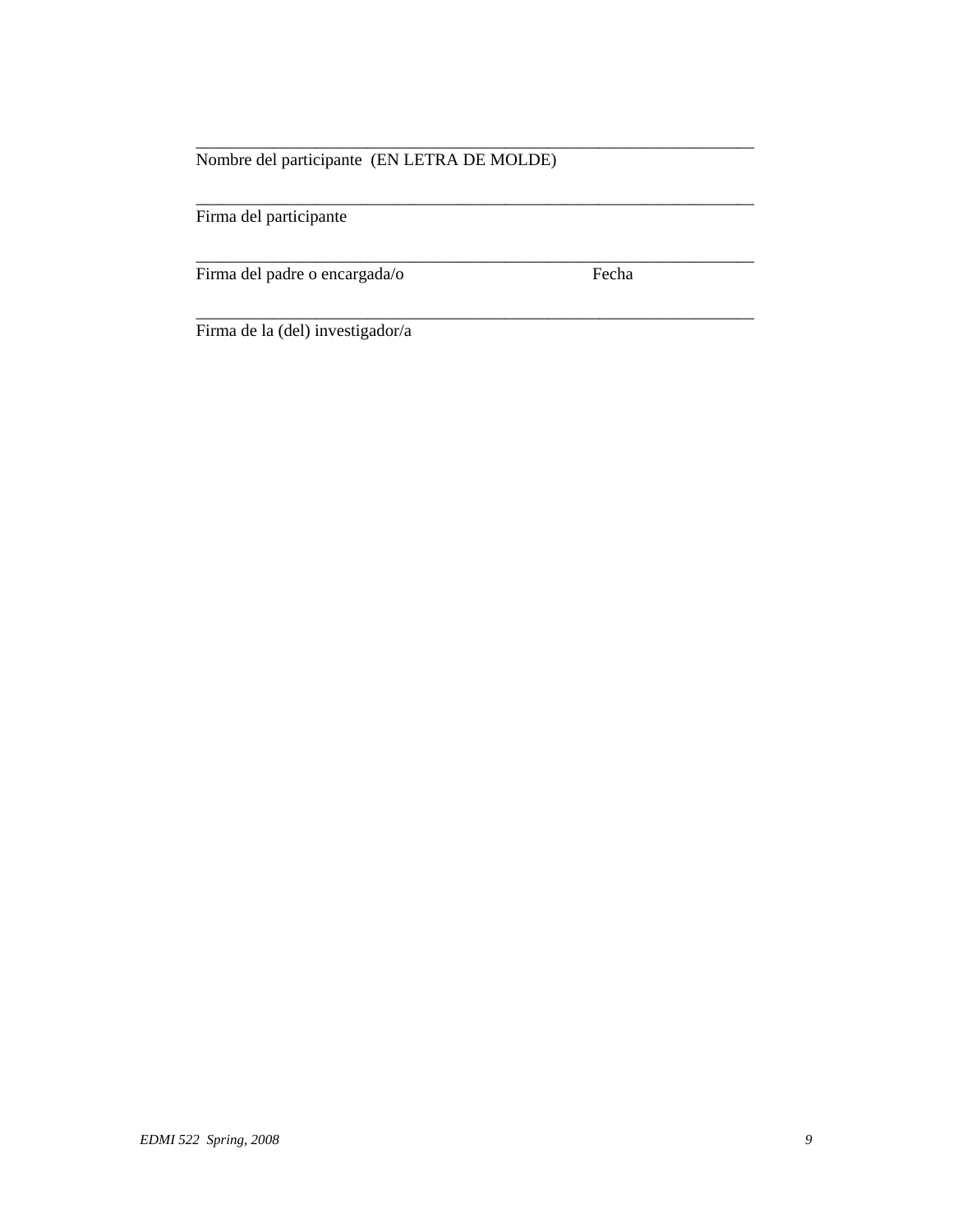\_\_\_\_\_\_\_\_\_\_\_\_\_\_\_\_\_\_\_\_\_\_\_\_\_\_\_\_\_\_\_\_\_\_\_\_\_\_\_\_\_\_\_\_\_\_\_\_\_\_\_\_\_\_\_\_\_\_\_\_\_\_\_\_\_\_
Nombre del participante (EN LETRA DE MOLDE)

\_\_\_\_\_\_\_\_\_\_\_\_\_\_\_\_\_\_\_\_\_\_\_\_\_\_\_\_\_\_\_\_\_\_\_\_\_\_\_\_\_\_\_\_\_\_\_\_\_\_\_\_\_\_\_\_\_\_\_\_\_\_\_\_\_\_
Firma del participante

\_\_\_\_\_\_\_\_\_\_\_\_\_\_\_\_\_\_\_\_\_\_\_\_\_\_\_\_\_\_\_\_\_\_\_\_\_\_\_\_\_\_\_\_\_\_\_\_\_\_\_\_\_\_\_\_\_\_\_\_\_\_\_\_\_\_
Firma del padre o encargada/o                                    Fecha

\_\_\_\_\_\_\_\_\_\_\_\_\_\_\_\_\_\_\_\_\_\_\_\_\_\_\_\_\_\_\_\_\_\_\_\_\_\_\_\_\_\_\_\_\_\_\_\_\_\_\_\_\_\_\_\_\_\_\_\_\_\_\_\_\_\_
Firma de la (del) investigador/a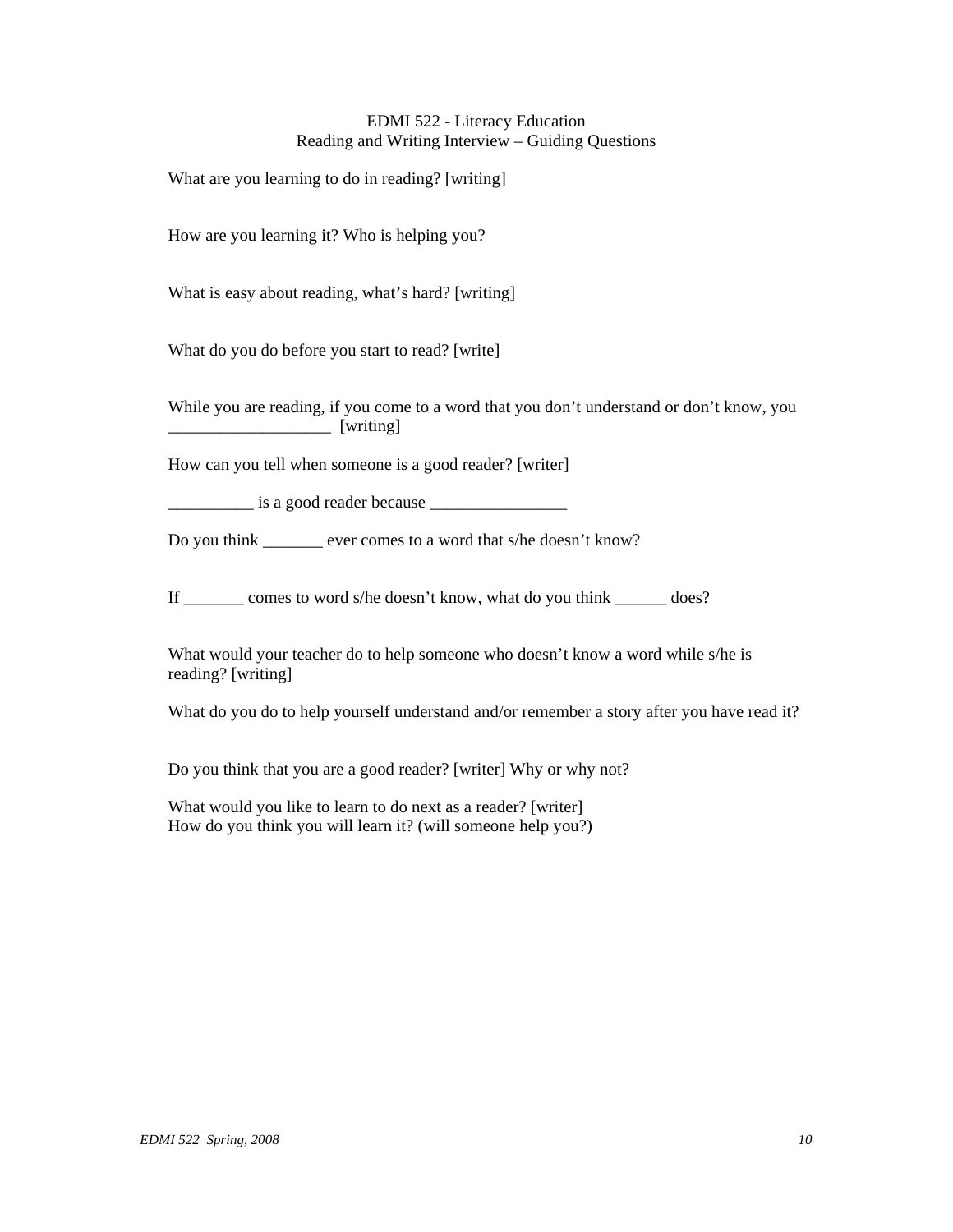EDMI 522 - Literacy Education
Reading and Writing Interview – Guiding Questions

What are you learning to do in reading? [writing]

How are you learning it? Who is helping you?

What is easy about reading, what's hard? [writing]

What do you do before you start to read? [write]

While you are reading, if you come to a word that you don't understand or don't know, you ___________________ [writing]

How can you tell when someone is a good reader? [writer]

__________ is a good reader because ________________

Do you think _______ ever comes to a word that s/he doesn't know?

If _______ comes to word s/he doesn't know, what do you think ______ does?

What would your teacher do to help someone who doesn't know a word while s/he is reading? [writing]

What do you do to help yourself understand and/or remember a story after you have read it?

Do you think that you are a good reader? [writer] Why or why not?

What would you like to learn to do next as a reader? [writer]
How do you think you will learn it? (will someone help you?)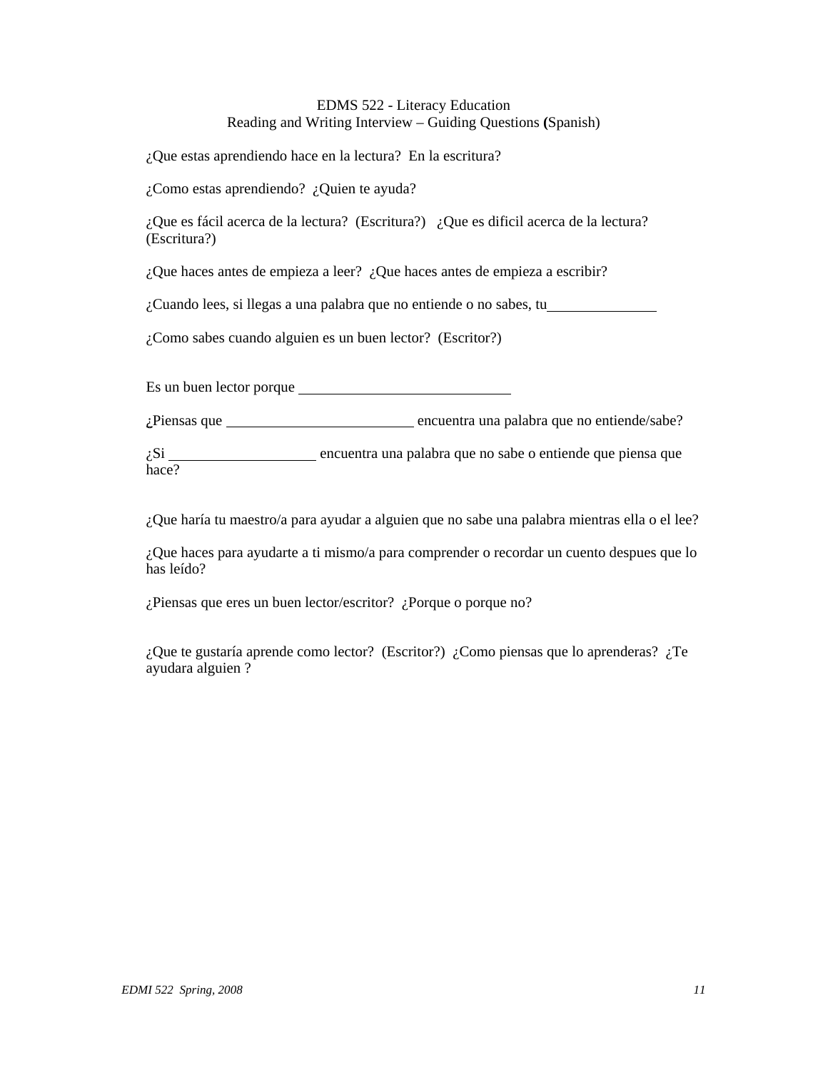EDMS 522 - Literacy Education
Reading and Writing Interview – Guiding Questions (Spanish)

¿Que estas aprendiendo hace en la lectura? En la escritura?

¿Como estas aprendiendo? ¿Quien te ayuda?

¿Que es fácil acerca de la lectura? (Escritura?) ¿Que es dificil acerca de la lectura? (Escritura?)

¿Que haces antes de empieza a leer? ¿Que haces antes de empieza a escribir?

¿Cuando lees, si llegas a una palabra que no entiende o no sabes, tu_______________

¿Como sabes cuando alguien es un buen lector? (Escritor?)

Es un buen lector porque ______________________________

¿Piensas que __________________________ encuentra una palabra que no entiende/sabe?

¿Si ____________________ encuentra una palabra que no sabe o entiende que piensa que hace?

¿Que haría tu maestro/a para ayudar a alguien que no sabe una palabra mientras ella o el lee?

¿Que haces para ayudarte a ti mismo/a para comprender o recordar un cuento despues que lo has leído?

¿Piensas que eres un buen lector/escritor? ¿Porque o porque no?

¿Que te gustaría aprende como lector? (Escritor?) ¿Como piensas que lo aprenderas? ¿Te ayudara alguien ?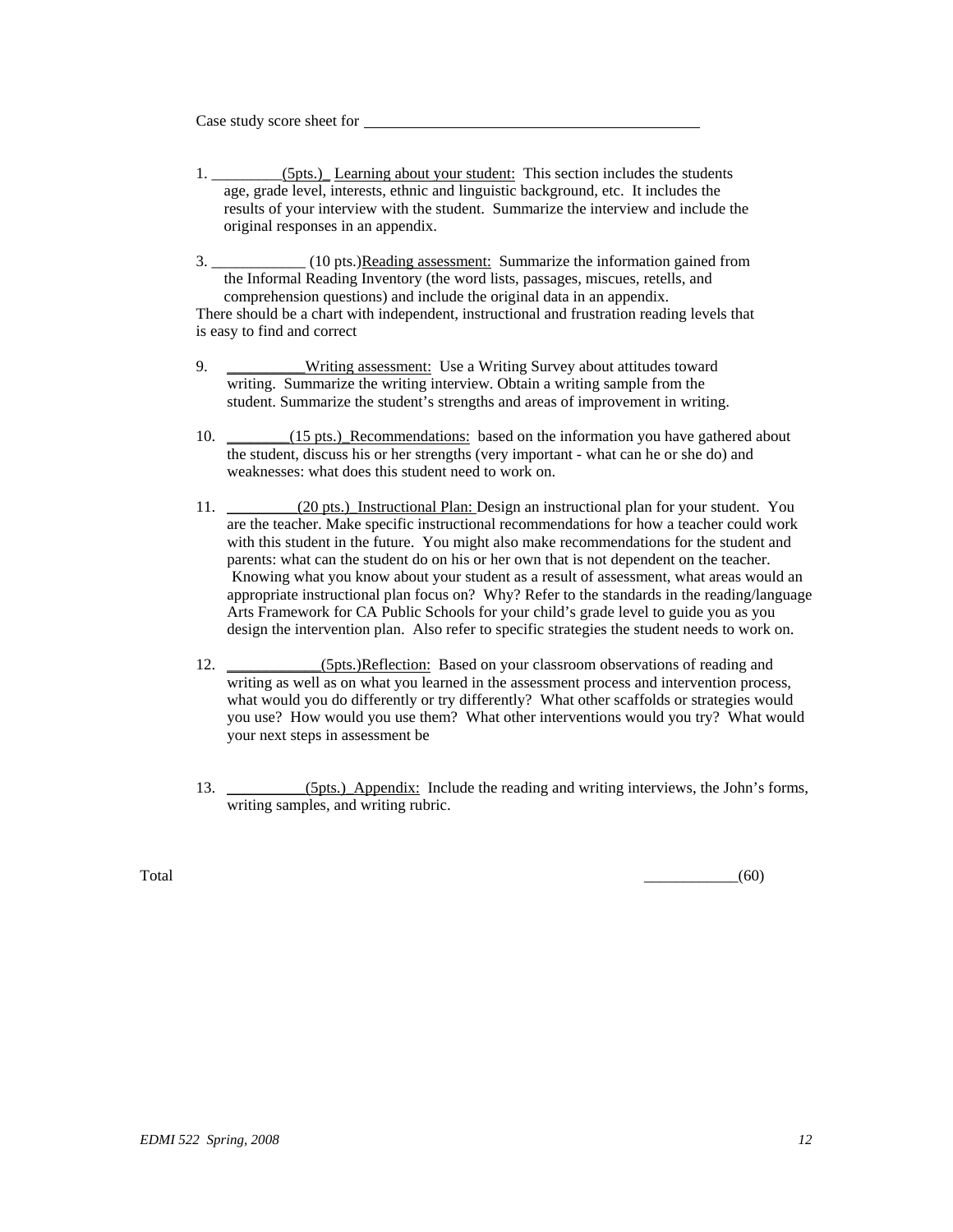Case study score sheet for ___________________________________________

1. _________(5pts.)_ Learning about your student: This section includes the students age, grade level, interests, ethnic and linguistic background, etc. It includes the results of your interview with the student. Summarize the interview and include the original responses in an appendix.

3. ____________ (10 pts.)Reading assessment: Summarize the information gained from the Informal Reading Inventory (the word lists, passages, miscues, retells, and comprehension questions) and include the original data in an appendix.
There should be a chart with independent, instructional and frustration reading levels that is easy to find and correct

9. __________Writing assessment: Use a Writing Survey about attitudes toward writing. Summarize the writing interview. Obtain a writing sample from the student. Summarize the student's strengths and areas of improvement in writing.

10. ________(15 pts.)_Recommendations: based on the information you have gathered about the student, discuss his or her strengths (very important - what can he or she do) and weaknesses: what does this student need to work on.

11. _________(20 pts.) Instructional Plan: Design an instructional plan for your student. You are the teacher. Make specific instructional recommendations for how a teacher could work with this student in the future. You might also make recommendations for the student and parents: what can the student do on his or her own that is not dependent on the teacher. Knowing what you know about your student as a result of assessment, what areas would an appropriate instructional plan focus on? Why? Refer to the standards in the reading/language Arts Framework for CA Public Schools for your child's grade level to guide you as you design the intervention plan. Also refer to specific strategies the student needs to work on.

12. ____________(5pts.)Reflection: Based on your classroom observations of reading and writing as well as on what you learned in the assessment process and intervention process, what would you do differently or try differently? What other scaffolds or strategies would you use? How would you use them? What other interventions would you try? What would your next steps in assessment be

13. __________(5pts.) Appendix: Include the reading and writing interviews, the John's forms, writing samples, and writing rubric.

Total ____________(60)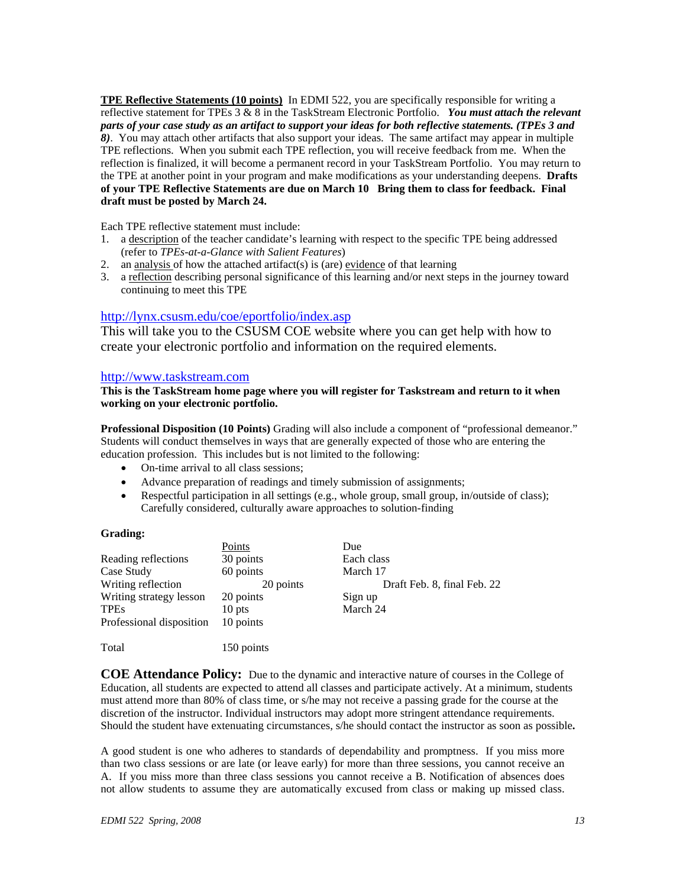**<u>TPE Reflective Statements (10 points)</u>** In EDMI 522, you are specifically responsible for writing a reflective statement for TPEs 3 & 8 in the TaskStream Electronic Portfolio. ***You must attach the relevant parts of your case study as an artifact to support your ideas for both reflective statements. (TPEs 3 and 8)***. You may attach other artifacts that also support your ideas. The same artifact may appear in multiple TPE reflections. When you submit each TPE reflection, you will receive feedback from me. When the reflection is finalized, it will become a permanent record in your TaskStream Portfolio. You may return to the TPE at another point in your program and make modifications as your understanding deepens. **Drafts of your TPE Reflective Statements are due on March 10 Bring them to class for feedback. Final draft must be posted by March 24.**

Each TPE reflective statement must include:

1. a <u>description</u> of the teacher candidate's learning with respect to the specific TPE being addressed (refer to *TPEs-at-a-Glance with Salient Features*)
2. an <u>analysis</u> of how the attached artifact(s) is (are) <u>evidence</u> of that learning
3. a <u>reflection</u> describing personal significance of this learning and/or next steps in the journey toward continuing to meet this TPE

http://lynx.csusm.edu/coe/eportfolio/index.asp
This will take you to the CSUSM COE website where you can get help with how to create your electronic portfolio and information on the required elements.

http://www.taskstream.com
**This is the TaskStream home page where you will register for Taskstream and return to it when working on your electronic portfolio.**

**Professional Disposition (10 Points)** Grading will also include a component of "professional demeanor." Students will conduct themselves in ways that are generally expected of those who are entering the education profession. This includes but is not limited to the following:

- On-time arrival to all class sessions;
- Advance preparation of readings and timely submission of assignments;
- Respectful participation in all settings (e.g., whole group, small group, in/outside of class); Carefully considered, culturally aware approaches to solution-finding

**Grading:**

| | Points | Due |
|---|---|---|
| Reading reflections | 30 points | Each class |
| Case Study | 60 points | March 17 |
| Writing reflection | 20 points | Draft Feb. 8, final Feb. 22 |
| Writing strategy lesson | 20 points | Sign up |
| TPEs | 10 pts | March 24 |
| Professional disposition | 10 points | |
| | | |
| Total | 150 points | |

**COE Attendance Policy:** Due to the dynamic and interactive nature of courses in the College of Education, all students are expected to attend all classes and participate actively. At a minimum, students must attend more than 80% of class time, or s/he may not receive a passing grade for the course at the discretion of the instructor. Individual instructors may adopt more stringent attendance requirements. Should the student have extenuating circumstances, s/he should contact the instructor as soon as possible**.**

A good student is one who adheres to standards of dependability and promptness. If you miss more than two class sessions or are late (or leave early) for more than three sessions, you cannot receive an A. If you miss more than three class sessions you cannot receive a B. Notification of absences does not allow students to assume they are automatically excused from class or making up missed class.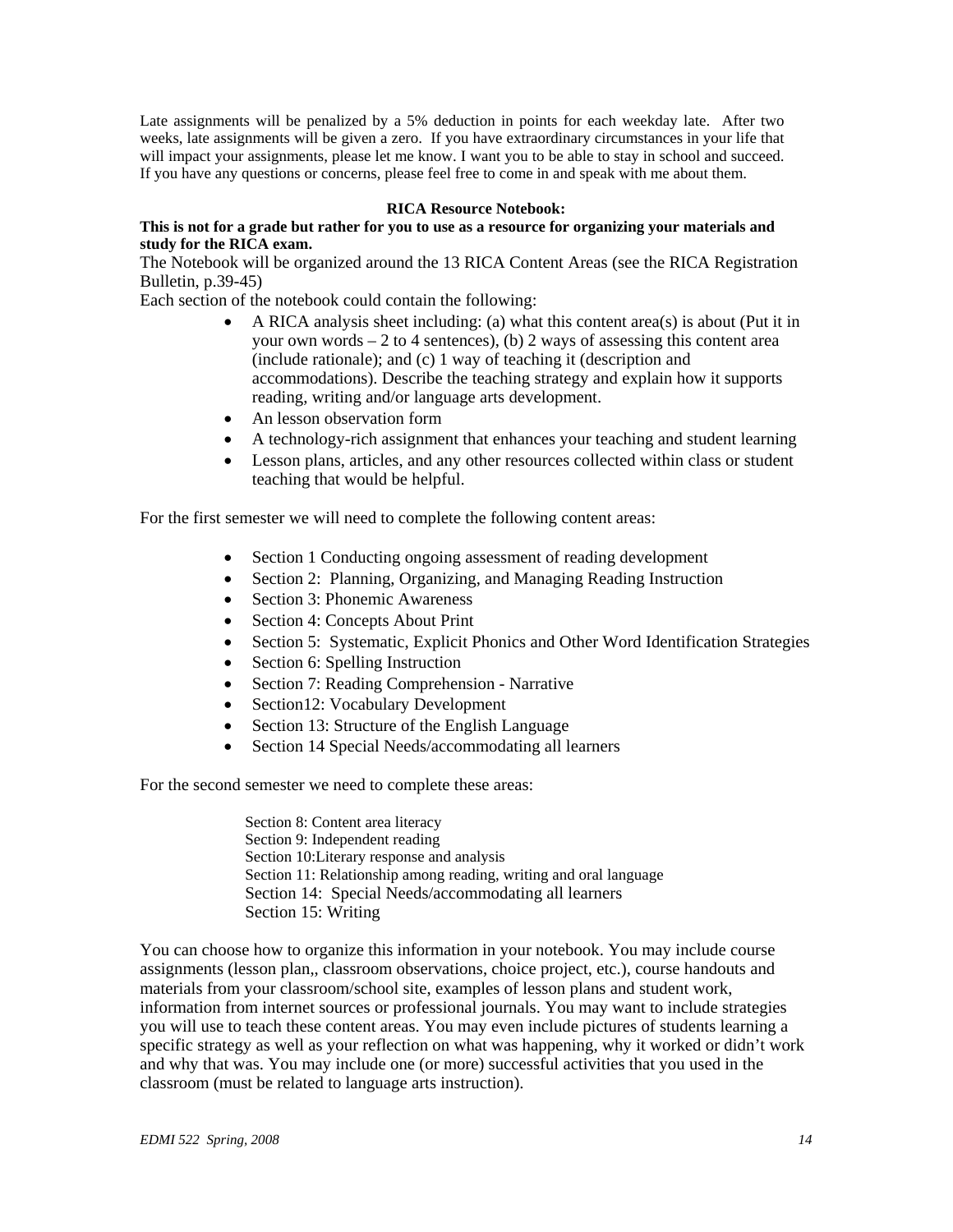Late assignments will be penalized by a 5% deduction in points for each weekday late. After two weeks, late assignments will be given a zero. If you have extraordinary circumstances in your life that will impact your assignments, please let me know. I want you to be able to stay in school and succeed. If you have any questions or concerns, please feel free to come in and speak with me about them.

**RICA Resource Notebook:**

**This is not for a grade but rather for you to use as a resource for organizing your materials and study for the RICA exam.**

The Notebook will be organized around the 13 RICA Content Areas (see the RICA Registration Bulletin, p.39-45)

Each section of the notebook could contain the following:

- A RICA analysis sheet including: (a) what this content area(s) is about (Put it in your own words – 2 to 4 sentences), (b) 2 ways of assessing this content area (include rationale); and (c) 1 way of teaching it (description and accommodations). Describe the teaching strategy and explain how it supports reading, writing and/or language arts development.
- An lesson observation form
- A technology-rich assignment that enhances your teaching and student learning
- Lesson plans, articles, and any other resources collected within class or student teaching that would be helpful.

For the first semester we will need to complete the following content areas:

- Section 1 Conducting ongoing assessment of reading development
- Section 2: Planning, Organizing, and Managing Reading Instruction
- Section 3: Phonemic Awareness
- Section 4: Concepts About Print
- Section 5: Systematic, Explicit Phonics and Other Word Identification Strategies
- Section 6: Spelling Instruction
- Section 7: Reading Comprehension - Narrative
- Section12: Vocabulary Development
- Section 13: Structure of the English Language
- Section 14 Special Needs/accommodating all learners

For the second semester we need to complete these areas:

Section 8: Content area literacy
Section 9: Independent reading
Section 10:Literary response and analysis
Section 11: Relationship among reading, writing and oral language
Section 14: Special Needs/accommodating all learners
Section 15: Writing

You can choose how to organize this information in your notebook. You may include course assignments (lesson plan,, classroom observations, choice project, etc.), course handouts and materials from your classroom/school site, examples of lesson plans and student work, information from internet sources or professional journals. You may want to include strategies you will use to teach these content areas. You may even include pictures of students learning a specific strategy as well as your reflection on what was happening, why it worked or didn't work and why that was. You may include one (or more) successful activities that you used in the classroom (must be related to language arts instruction).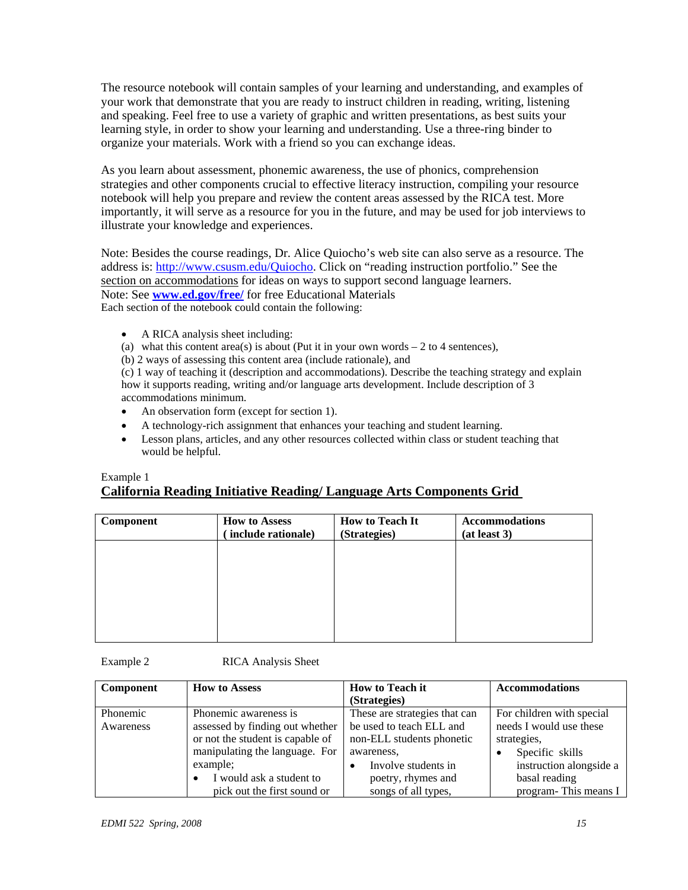The resource notebook will contain samples of your learning and understanding, and examples of your work that demonstrate that you are ready to instruct children in reading, writing, listening and speaking. Feel free to use a variety of graphic and written presentations, as best suits your learning style, in order to show your learning and understanding. Use a three-ring binder to organize your materials. Work with a friend so you can exchange ideas.

As you learn about assessment, phonemic awareness, the use of phonics, comprehension strategies and other components crucial to effective literacy instruction, compiling your resource notebook will help you prepare and review the content areas assessed by the RICA test. More importantly, it will serve as a resource for you in the future, and may be used for job interviews to illustrate your knowledge and experiences.

Note: Besides the course readings, Dr. Alice Quiocho's web site can also serve as a resource. The address is: http://www.csusm.edu/Quiocho. Click on "reading instruction portfolio." See the section on accommodations for ideas on ways to support second language learners.
Note: See **www.ed.gov/free/** for free Educational Materials
Each section of the notebook could contain the following:

- A RICA analysis sheet including:
  (a) what this content area(s) is about (Put it in your own words – 2 to 4 sentences),
  (b) 2 ways of assessing this content area (include rationale), and
  (c) 1 way of teaching it (description and accommodations). Describe the teaching strategy and explain how it supports reading, writing and/or language arts development. Include description of 3 accommodations minimum.
- An observation form (except for section 1).
- A technology-rich assignment that enhances your teaching and student learning.
- Lesson plans, articles, and any other resources collected within class or student teaching that would be helpful.

Example 1
## California Reading Initiative Reading/ Language Arts Components Grid

| **Component** | **How to Assess ( include rationale)** | **How to Teach It (Strategies)** | **Accommodations (at least 3)** |
|---|---|---|---|
| | | | |

Example 2 RICA Analysis Sheet

| **Component** | **How to Assess** | **How to Teach it (Strategies)** | **Accommodations** |
|---|---|---|---|
| Phonemic Awareness | Phonemic awareness is assessed by finding out whether or not the student is capable of manipulating the language. For example; <br>• I would ask a student to pick out the first sound or | These are strategies that can be used to teach ELL and non-ELL students phonetic awareness, <br>• Involve students in poetry, rhymes and songs of all types, | For children with special needs I would use these strategies, <br>• Specific skills instruction alongside a basal reading program- This means I |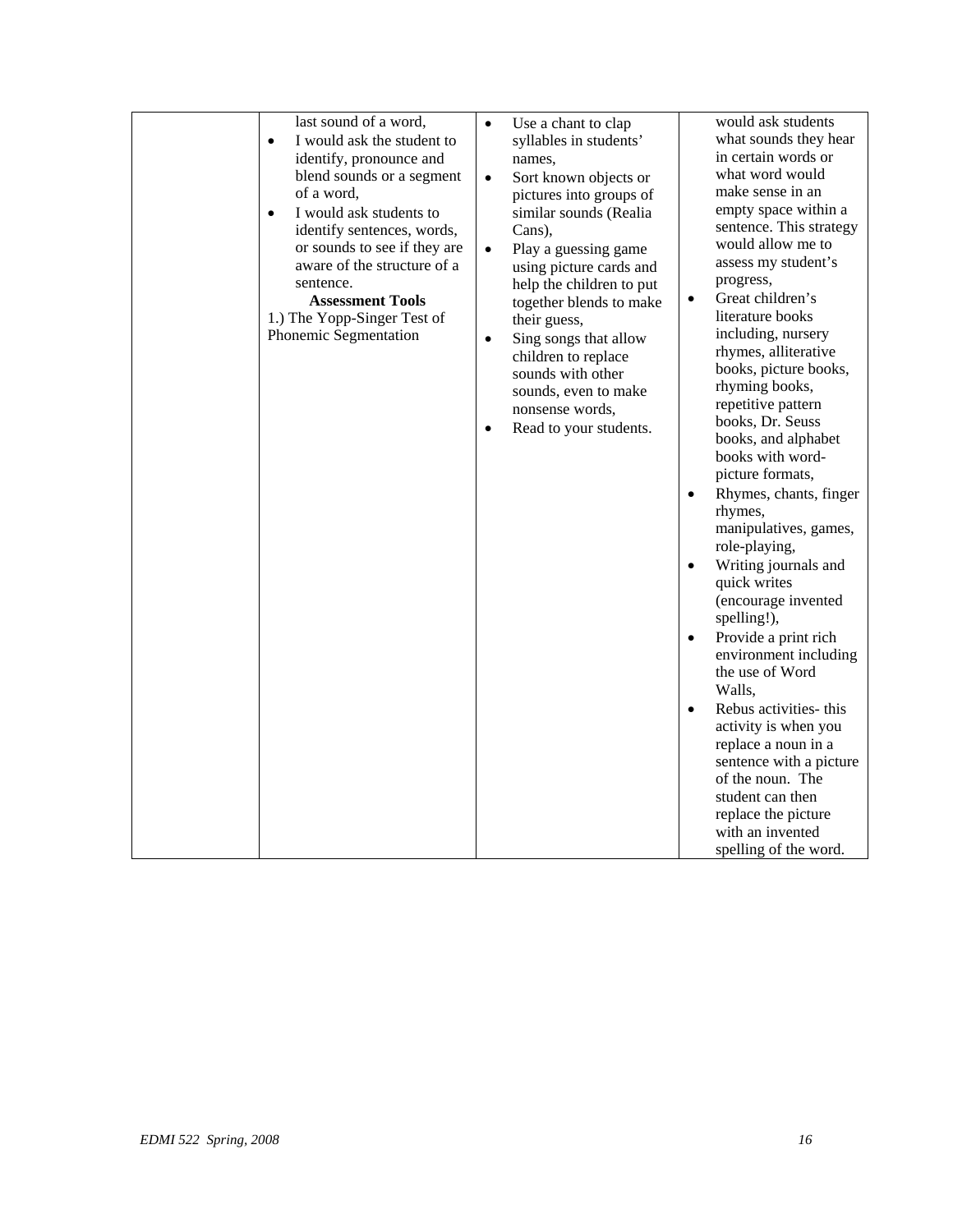| | | | |
|---|---|---|---|
| | last sound of a word,<br>• I would ask the student to identify, pronounce and blend sounds or a segment of a word,<br>• I would ask students to identify sentences, words, or sounds to see if they are aware of the structure of a sentence.<br>**Assessment Tools**<br>1.) The Yopp-Singer Test of Phonemic Segmentation | • Use a chant to clap syllables in students' names,<br>• Sort known objects or pictures into groups of similar sounds (Realia Cans),<br>• Play a guessing game using picture cards and help the children to put together blends to make their guess,<br>• Sing songs that allow children to replace sounds with other sounds, even to make nonsense words,<br>• Read to your students. | would ask students what sounds they hear in certain words or what word would make sense in an empty space within a sentence. This strategy would allow me to assess my student's progress,<br>• Great children's literature books including, nursery rhymes, alliterative books, picture books, rhyming books, repetitive pattern books, Dr. Seuss books, and alphabet books with word-picture formats,<br>• Rhymes, chants, finger rhymes, manipulatives, games, role-playing,<br>• Writing journals and quick writes (encourage invented spelling!),<br>• Provide a print rich environment including the use of Word Walls,<br>• Rebus activities- this activity is when you replace a noun in a sentence with a picture of the noun. The student can then replace the picture with an invented spelling of the word. |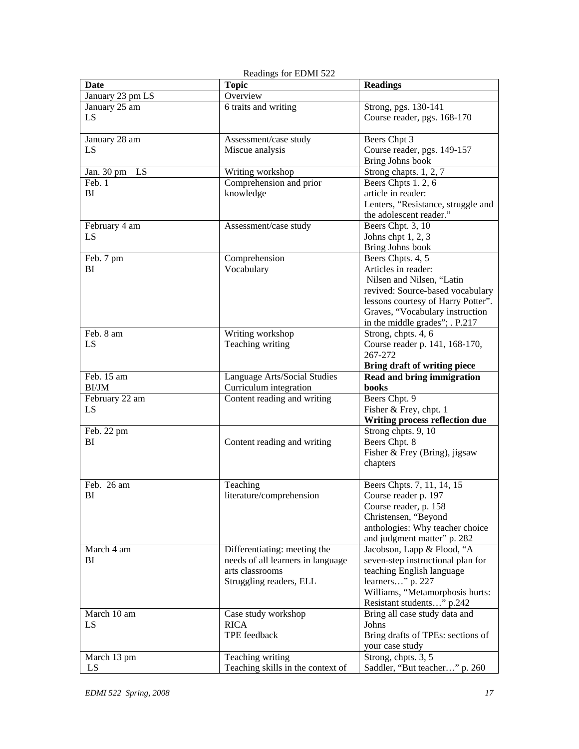Readings for EDMI 522

| Date | Topic | Readings |
|---|---|---|
| January 23 pm LS | Overview | |
| January 25 am<br>LS | 6 traits and writing | Strong, pgs. 130-141<br>Course reader, pgs. 168-170 |
| January 28 am<br>LS | Assessment/case study<br>Miscue analysis | Beers Chpt 3<br>Course reader, pgs. 149-157<br>Bring Johns book |
| Jan. 30 pm LS | Writing workshop | Strong chapts. 1, 2, 7 |
| Feb. 1<br>BI | Comprehension and prior knowledge | Beers Chpts 1. 2, 6<br>article in reader:<br>Lenters, "Resistance, struggle and the adolescent reader." |
| February 4 am<br>LS | Assessment/case study | Beers Chpt. 3, 10<br>Johns chpt 1, 2, 3<br>Bring Johns book |
| Feb. 7 pm<br>BI | Comprehension<br>Vocabulary | Beers Chpts. 4, 5<br>Articles in reader:<br>Nilsen and Nilsen, "Latin revived: Source-based vocabulary lessons courtesy of Harry Potter".<br>Graves, "Vocabulary instruction in the middle grades"; . P.217 |
| Feb. 8 am<br>LS | Writing workshop<br>Teaching writing | Strong, chpts. 4, 6<br>Course reader p. 141, 168-170, 267-272<br>**Bring draft of writing piece** |
| Feb. 15 am<br>BI/JM | Language Arts/Social Studies<br>Curriculum integration | **Read and bring immigration books** |
| February 22 am<br>LS | Content reading and writing | Beers Chpt. 9<br>Fisher & Frey, chpt. 1<br>**Writing process reflection due** |
| Feb. 22 pm<br>BI | Content reading and writing | Strong chpts. 9, 10<br>Beers Chpt. 8<br>Fisher & Frey (Bring), jigsaw chapters |
| Feb. 26 am<br>BI | Teaching literature/comprehension | Beers Chpts. 7, 11, 14, 15<br>Course reader p. 197<br>Course reader, p. 158<br>Christensen, "Beyond anthologies: Why teacher choice and judgment matter" p. 282 |
| March 4 am<br>BI | Differentiating: meeting the needs of all learners in language arts classrooms<br>Struggling readers, ELL | Jacobson, Lapp & Flood, "A seven-step instructional plan for teaching English language learners…" p. 227<br>Williams, "Metamorphosis hurts: Resistant students…" p.242 |
| March 10 am<br>LS | Case study workshop<br>RICA<br>TPE feedback | Bring all case study data and Johns<br>Bring drafts of TPEs: sections of your case study |
| March 13 pm<br>LS | Teaching writing<br>Teaching skills in the context of | Strong, chpts. 3, 5<br>Saddler, "But teacher…" p. 260 |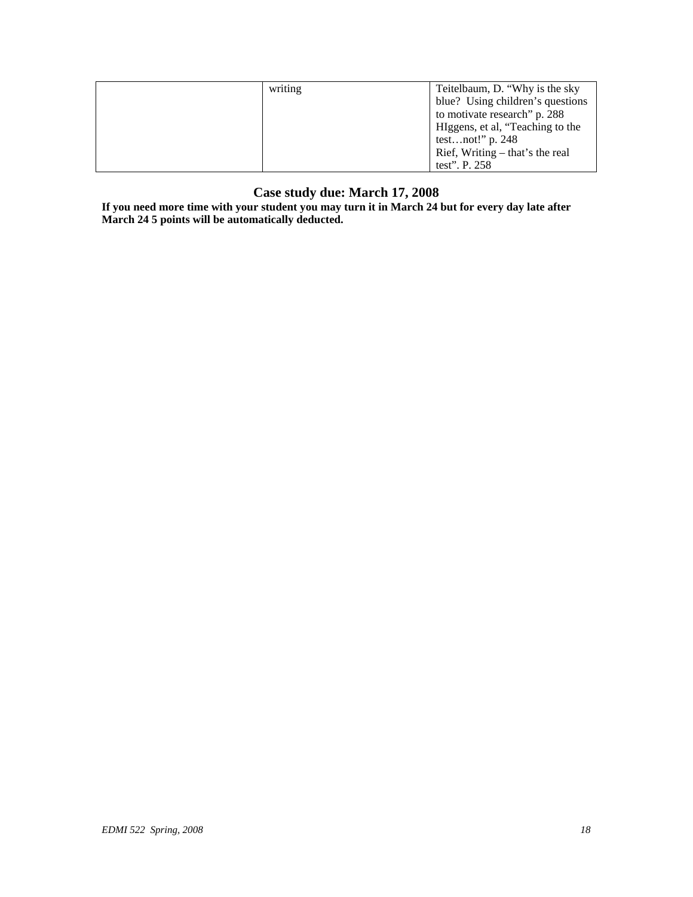| | | |
|---|---|---|
| | writing | Teitelbaum, D. "Why is the sky blue? Using children's questions to motivate research" p. 288<br>HIggens, et al, "Teaching to the test…not!" p. 248<br>Rief, Writing – that's the real test". P. 258 |

## Case study due: March 17, 2008

**If you need more time with your student you may turn it in March 24 but for every day late after March 24 5 points will be automatically deducted.**